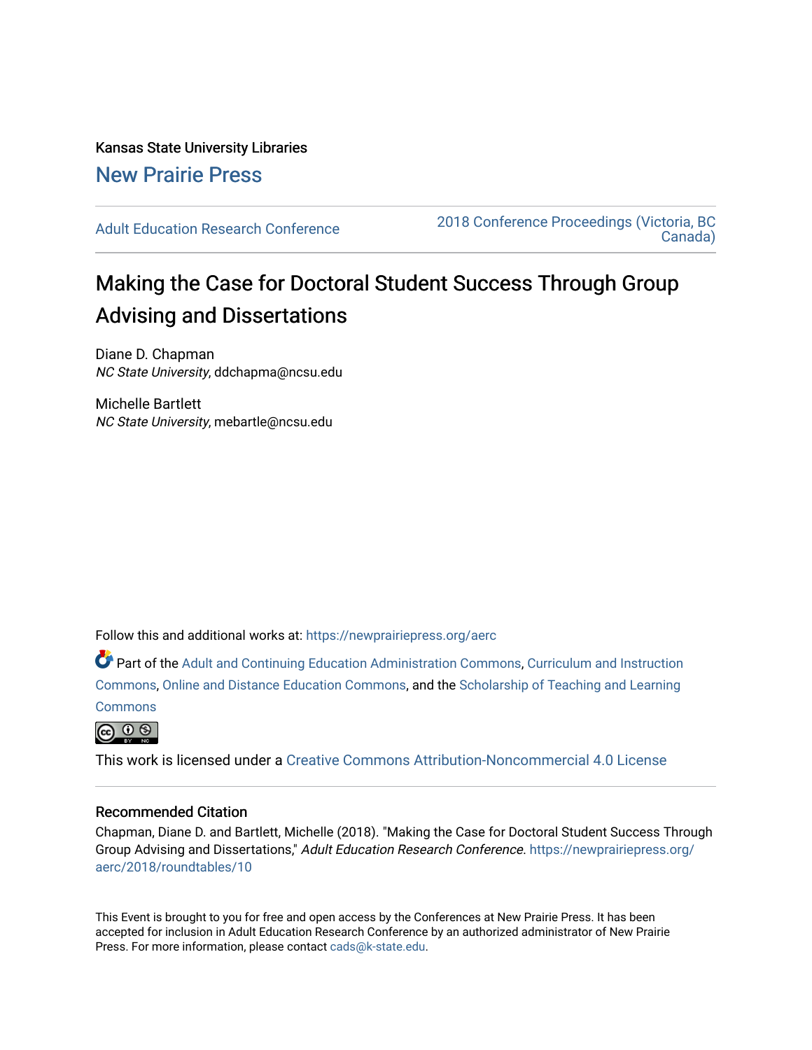Kansas State University Libraries

New Prairie Press

Adult Education Research Conference

2018 Conference Proceedings (Victoria, BC Canada)

# Making the Case for Doctoral Student Success Through Group Advising and Dissertations

Diane D. Chapman
*NC State University*, ddchapma@ncsu.edu

Michelle Bartlett
*NC State University*, mebartle@ncsu.edu

Follow this and additional works at: https://newprairiepress.org/aerc

Part of the Adult and Continuing Education Administration Commons, Curriculum and Instruction Commons, Online and Distance Education Commons, and the Scholarship of Teaching and Learning Commons

This work is licensed under a Creative Commons Attribution-Noncommercial 4.0 License

## Recommended Citation

Chapman, Diane D. and Bartlett, Michelle (2018). "Making the Case for Doctoral Student Success Through Group Advising and Dissertations," *Adult Education Research Conference*. https://newprairiepress.org/aerc/2018/roundtables/10

This Event is brought to you for free and open access by the Conferences at New Prairie Press. It has been accepted for inclusion in Adult Education Research Conference by an authorized administrator of New Prairie Press. For more information, please contact cads@k-state.edu.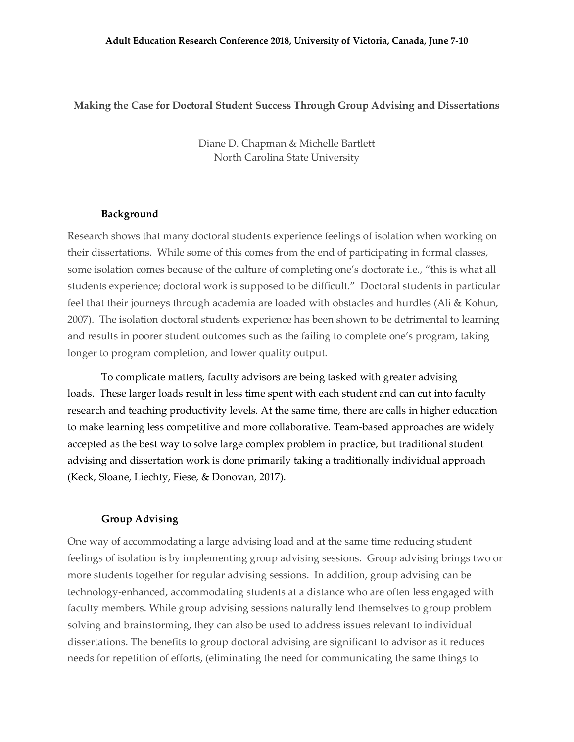**Making the Case for Doctoral Student Success Through Group Advising and Dissertations**

Diane D. Chapman & Michelle Bartlett
North Carolina State University

## Background

Research shows that many doctoral students experience feelings of isolation when working on their dissertations. While some of this comes from the end of participating in formal classes, some isolation comes because of the culture of completing one's doctorate i.e., "this is what all students experience; doctoral work is supposed to be difficult." Doctoral students in particular feel that their journeys through academia are loaded with obstacles and hurdles (Ali & Kohun, 2007). The isolation doctoral students experience has been shown to be detrimental to learning and results in poorer student outcomes such as the failing to complete one's program, taking longer to program completion, and lower quality output.

To complicate matters, faculty advisors are being tasked with greater advising loads. These larger loads result in less time spent with each student and can cut into faculty research and teaching productivity levels. At the same time, there are calls in higher education to make learning less competitive and more collaborative. Team-based approaches are widely accepted as the best way to solve large complex problem in practice, but traditional student advising and dissertation work is done primarily taking a traditionally individual approach (Keck, Sloane, Liechty, Fiese, & Donovan, 2017).

## Group Advising

One way of accommodating a large advising load and at the same time reducing student feelings of isolation is by implementing group advising sessions. Group advising brings two or more students together for regular advising sessions. In addition, group advising can be technology-enhanced, accommodating students at a distance who are often less engaged with faculty members. While group advising sessions naturally lend themselves to group problem solving and brainstorming, they can also be used to address issues relevant to individual dissertations. The benefits to group doctoral advising are significant to advisor as it reduces needs for repetition of efforts, (eliminating the need for communicating the same things to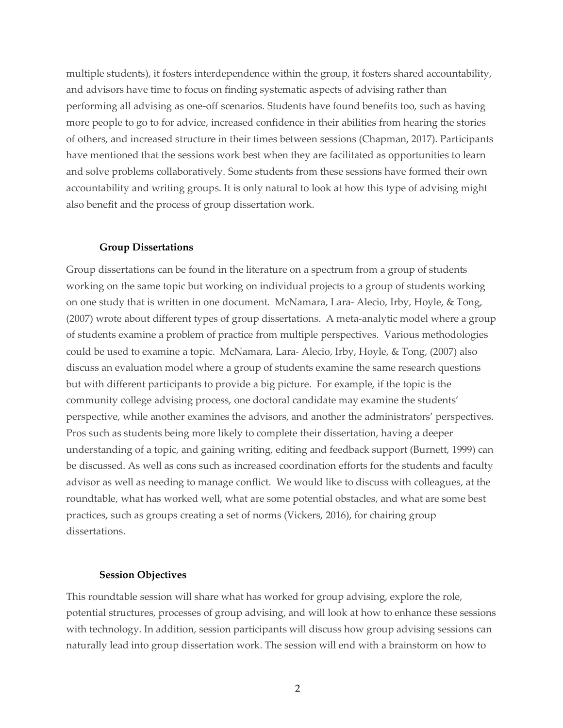multiple students), it fosters interdependence within the group, it fosters shared accountability, and advisors have time to focus on finding systematic aspects of advising rather than performing all advising as one-off scenarios. Students have found benefits too, such as having more people to go to for advice, increased confidence in their abilities from hearing the stories of others, and increased structure in their times between sessions (Chapman, 2017). Participants have mentioned that the sessions work best when they are facilitated as opportunities to learn and solve problems collaboratively. Some students from these sessions have formed their own accountability and writing groups. It is only natural to look at how this type of advising might also benefit and the process of group dissertation work.

### Group Dissertations

Group dissertations can be found in the literature on a spectrum from a group of students working on the same topic but working on individual projects to a group of students working on one study that is written in one document. McNamara, Lara- Alecio, Irby, Hoyle, & Tong, (2007) wrote about different types of group dissertations. A meta-analytic model where a group of students examine a problem of practice from multiple perspectives. Various methodologies could be used to examine a topic. McNamara, Lara- Alecio, Irby, Hoyle, & Tong, (2007) also discuss an evaluation model where a group of students examine the same research questions but with different participants to provide a big picture. For example, if the topic is the community college advising process, one doctoral candidate may examine the students' perspective, while another examines the advisors, and another the administrators' perspectives. Pros such as students being more likely to complete their dissertation, having a deeper understanding of a topic, and gaining writing, editing and feedback support (Burnett, 1999) can be discussed. As well as cons such as increased coordination efforts for the students and faculty advisor as well as needing to manage conflict. We would like to discuss with colleagues, at the roundtable, what has worked well, what are some potential obstacles, and what are some best practices, such as groups creating a set of norms (Vickers, 2016), for chairing group dissertations.

### Session Objectives

This roundtable session will share what has worked for group advising, explore the role, potential structures, processes of group advising, and will look at how to enhance these sessions with technology. In addition, session participants will discuss how group advising sessions can naturally lead into group dissertation work. The session will end with a brainstorm on how to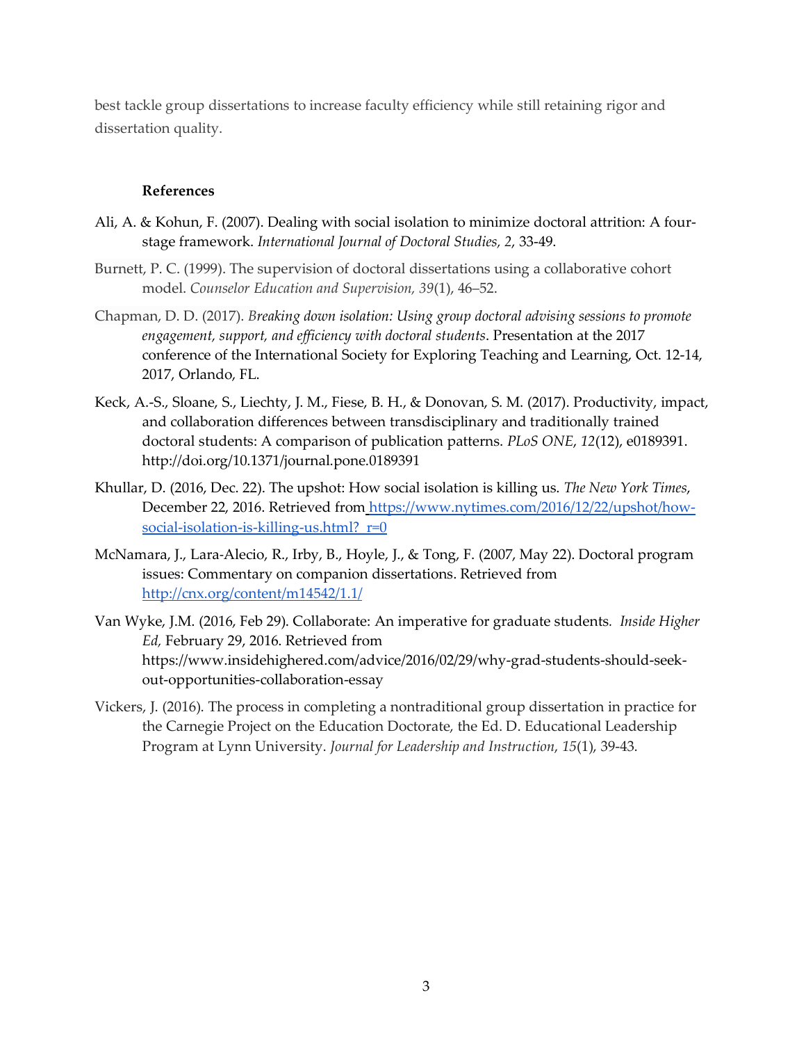best tackle group dissertations to increase faculty efficiency while still retaining rigor and dissertation quality.

## References

Ali, A. & Kohun, F. (2007). Dealing with social isolation to minimize doctoral attrition: A four-stage framework. *International Journal of Doctoral Studies, 2*, 33-49.

Burnett, P. C. (1999). The supervision of doctoral dissertations using a collaborative cohort model. *Counselor Education and Supervision, 39*(1), 46–52.

Chapman, D. D. (2017). *Breaking down isolation: Using group doctoral advising sessions to promote engagement, support, and efficiency with doctoral students*. Presentation at the 2017 conference of the International Society for Exploring Teaching and Learning, Oct. 12-14, 2017, Orlando, FL.

Keck, A.-S., Sloane, S., Liechty, J. M., Fiese, B. H., & Donovan, S. M. (2017). Productivity, impact, and collaboration differences between transdisciplinary and traditionally trained doctoral students: A comparison of publication patterns. *PLoS ONE*, *12*(12), e0189391. http://doi.org/10.1371/journal.pone.0189391

Khullar, D. (2016, Dec. 22). The upshot: How social isolation is killing us. *The New York Times*, December 22, 2016. Retrieved from https://www.nytimes.com/2016/12/22/upshot/how-social-isolation-is-killing-us.html?_r=0

McNamara, J., Lara-Alecio, R., Irby, B., Hoyle, J., & Tong, F. (2007, May 22). Doctoral program issues: Commentary on companion dissertations. Retrieved from http://cnx.org/content/m14542/1.1/

Van Wyke, J.M. (2016, Feb 29). Collaborate: An imperative for graduate students. *Inside Higher Ed,* February 29, 2016. Retrieved from https://www.insidehighered.com/advice/2016/02/29/why-grad-students-should-seek-out-opportunities-collaboration-essay

Vickers, J. (2016). The process in completing a nontraditional group dissertation in practice for the Carnegie Project on the Education Doctorate, the Ed. D. Educational Leadership Program at Lynn University. *Journal for Leadership and Instruction*, *15*(1), 39-43.